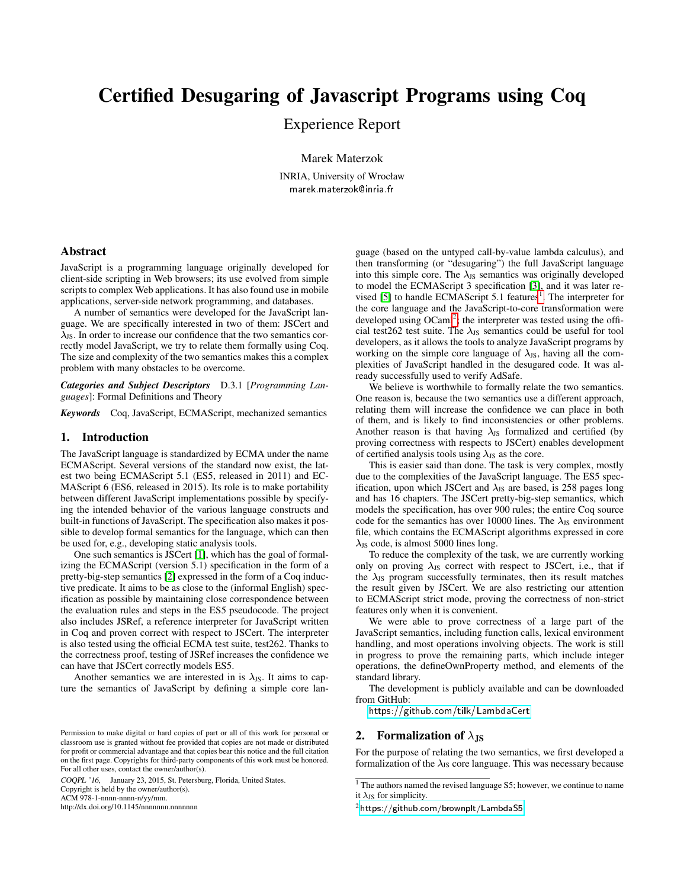# Certified Desugaring of Javascript Programs using Coq

Experience Report

Marek Materzok

INRIA, University of Wrocław
marek.materzok@inria.fr

## Abstract

JavaScript is a programming language originally developed for client-side scripting in Web browsers; its use evolved from simple scripts to complex Web applications. It has also found use in mobile applications, server-side network programming, and databases.

A number of semantics were developed for the JavaScript language. We are specifically interested in two of them: JSCert and $\lambda_{JS}$. In order to increase our confidence that the two semantics correctly model JavaScript, we try to relate them formally using Coq. The size and complexity of the two semantics makes this a complex problem with many obstacles to be overcome.

***Categories and Subject Descriptors*** D.3.1 [*Programming Languages*]: Formal Definitions and Theory

***Keywords*** Coq, JavaScript, ECMAScript, mechanized semantics

## 1. Introduction

The JavaScript language is standardized by ECMA under the name ECMAScript. Several versions of the standard now exist, the latest two being ECMAScript 5.1 (ES5, released in 2011) and ECMAScript 6 (ES6, released in 2015). Its role is to make portability between different JavaScript implementations possible by specifying the intended behavior of the various language constructs and built-in functions of JavaScript. The specification also makes it possible to develop formal semantics for the language, which can then be used for, e.g., developing static analysis tools.

One such semantics is JSCert [1], which has the goal of formalizing the ECMAScript (version 5.1) specification in the form of a pretty-big-step semantics [2] expressed in the form of a Coq inductive predicate. It aims to be as close to the (informal English) specification as possible by maintaining close correspondence between the evaluation rules and steps in the ES5 pseudocode. The project also includes JSRef, a reference interpreter for JavaScript written in Coq and proven correct with respect to JSCert. The interpreter is also tested using the official ECMA test suite, test262. Thanks to the correctness proof, testing of JSRef increases the confidence we can have that JSCert correctly models ES5.

Another semantics we are interested in is $\lambda_{JS}$. It aims to capture the semantics of JavaScript by defining a simple core language (based on the untyped call-by-value lambda calculus), and then transforming (or "desugaring") the full JavaScript language into this simple core. The $\lambda_{JS}$ semantics was originally developed to model the ECMAScript 3 specification [3], and it was later revised [5] to handle ECMAScript 5.1 features[1]. The interpreter for the core language and the JavaScript-to-core transformation were developed using OCaml[2]; the interpreter was tested using the official test262 test suite. The $\lambda_{JS}$ semantics could be useful for tool developers, as it allows the tools to analyze JavaScript programs by working on the simple core language of $\lambda_{JS}$, having all the complexities of JavaScript handled in the desugared code. It was already successfully used to verify AdSafe.

We believe is worthwhile to formally relate the two semantics. One reason is, because the two semantics use a different approach, relating them will increase the confidence we can place in both of them, and is likely to find inconsistencies or other problems. Another reason is that having $\lambda_{JS}$ formalized and certified (by proving correctness with respects to JSCert) enables development of certified analysis tools using $\lambda_{JS}$ as the core.

This is easier said than done. The task is very complex, mostly due to the complexities of the JavaScript language. The ES5 specification, upon which JSCert and $\lambda_{JS}$ are based, is 258 pages long and has 16 chapters. The JSCert pretty-big-step semantics, which models the specification, has over 900 rules; the entire Coq source code for the semantics has over 10000 lines. The $\lambda_{JS}$ environment file, which contains the ECMAScript algorithms expressed in core $\lambda_{JS}$ code, is almost 5000 lines long.

To reduce the complexity of the task, we are currently working only on proving $\lambda_{JS}$ correct with respect to JSCert, i.e., that if the $\lambda_{JS}$ program successfully terminates, then its result matches the result given by JSCert. We are also restricting our attention to ECMAScript strict mode, proving the correctness of non-strict features only when it is convenient.

We were able to prove correctness of a large part of the JavaScript semantics, including function calls, lexical environment handling, and most operations involving objects. The work is still in progress to prove the remaining parts, which include integer operations, the defineOwnProperty method, and elements of the standard library.

The development is publicly available and can be downloaded from GitHub:

https://github.com/tilk/LambdaCert

## 2. Formalization of $\lambda_{JS}$

For the purpose of relating the two semantics, we first developed a formalization of the $\lambda_{JS}$ core language. This was necessary because

Permission to make digital or hard copies of part or all of this work for personal or classroom use is granted without fee provided that copies are not made or distributed for profit or commercial advantage and that copies bear this notice and the full citation on the first page. Copyrights for third-party components of this work must be honored. For all other uses, contact the owner/author(s).

*COQPL '16*, January 23, 2015, St. Petersburg, Florida, United States.
Copyright is held by the owner/author(s).
ACM 978-1-nnnn-nnnn-n/yy/mm.
http://dx.doi.org/10.1145/nnnnnnn.nnnnnnn

[1] The authors named the revised language S5; however, we continue to name it $\lambda_{JS}$ for simplicity.

[2] https://github.com/brownplt/LambdaS5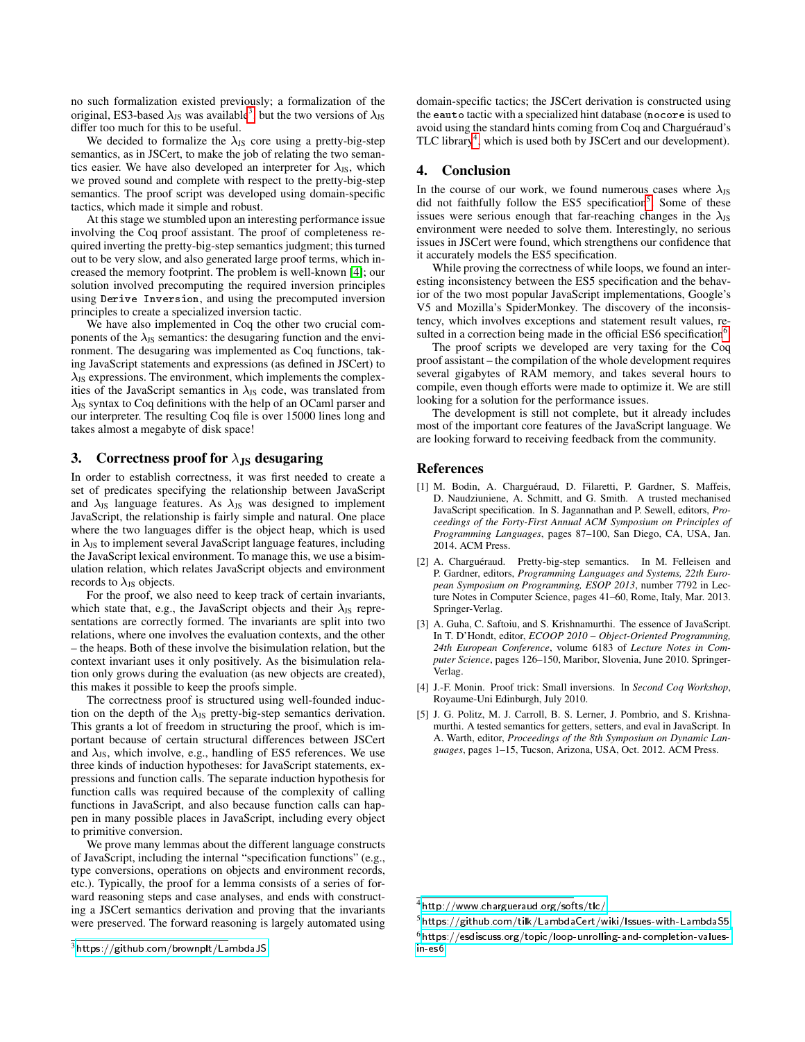no such formalization existed previously; a formalization of the original, ES3-based $\lambda_{JS}$ was available[3], but the two versions of $\lambda_{JS}$ differ too much for this to be useful.

We decided to formalize the $\lambda_{JS}$ core using a pretty-big-step semantics, as in JSCert, to make the job of relating the two semantics easier. We have also developed an interpreter for $\lambda_{JS}$, which we proved sound and complete with respect to the pretty-big-step semantics. The proof script was developed using domain-specific tactics, which made it simple and robust.

At this stage we stumbled upon an interesting performance issue involving the Coq proof assistant. The proof of completeness required inverting the pretty-big-step semantics judgment; this turned out to be very slow, and also generated large proof terms, which increased the memory footprint. The problem is well-known [4]; our solution involved precomputing the required inversion principles using `Derive Inversion`, and using the precomputed inversion principles to create a specialized inversion tactic.

We have also implemented in Coq the other two crucial components of the $\lambda_{JS}$ semantics: the desugaring function and the environment. The desugaring was implemented as Coq functions, taking JavaScript statements and expressions (as defined in JSCert) to $\lambda_{JS}$ expressions. The environment, which implements the complexities of the JavaScript semantics in $\lambda_{JS}$ code, was translated from $\lambda_{JS}$ syntax to Coq definitions with the help of an OCaml parser and our interpreter. The resulting Coq file is over 15000 lines long and takes almost a megabyte of disk space!

## 3. Correctness proof for $\lambda_{JS}$ desugaring

In order to establish correctness, it was first needed to create a set of predicates specifying the relationship between JavaScript and $\lambda_{JS}$ language features. As $\lambda_{JS}$ was designed to implement JavaScript, the relationship is fairly simple and natural. One place where the two languages differ is the object heap, which is used in $\lambda_{JS}$ to implement several JavaScript language features, including the JavaScript lexical environment. To manage this, we use a bisimulation relation, which relates JavaScript objects and environment records to $\lambda_{JS}$ objects.

For the proof, we also need to keep track of certain invariants, which state that, e.g., the JavaScript objects and their $\lambda_{JS}$ representations are correctly formed. The invariants are split into two relations, where one involves the evaluation contexts, and the other – the heaps. Both of these involve the bisimulation relation, but the context invariant uses it only positively. As the bisimulation relation only grows during the evaluation (as new objects are created), this makes it possible to keep the proofs simple.

The correctness proof is structured using well-founded induction on the depth of the $\lambda_{JS}$ pretty-big-step semantics derivation. This grants a lot of freedom in structuring the proof, which is important because of certain structural differences between JSCert and $\lambda_{JS}$, which involve, e.g., handling of ES5 references. We use three kinds of induction hypotheses: for JavaScript statements, expressions and function calls. The separate induction hypothesis for function calls was required because of the complexity of calling functions in JavaScript, and also because function calls can happen in many possible places in JavaScript, including every object to primitive conversion.

We prove many lemmas about the different language constructs of JavaScript, including the internal "specification functions" (e.g., type conversions, operations on objects and environment records, etc.). Typically, the proof for a lemma consists of a series of forward reasoning steps and case analyses, and ends with constructing a JSCert semantics derivation and proving that the invariants were preserved. The forward reasoning is largely automated using domain-specific tactics; the JSCert derivation is constructed using the `eauto` tactic with a specialized hint database (`nocore` is used to avoid using the standard hints coming from Coq and Charguéraud's TLC library[4], which is used both by JSCert and our development).

## 4. Conclusion

In the course of our work, we found numerous cases where $\lambda_{JS}$ did not faithfully follow the ES5 specification[5]. Some of these issues were serious enough that far-reaching changes in the $\lambda_{JS}$ environment were needed to solve them. Interestingly, no serious issues in JSCert were found, which strengthens our confidence that it accurately models the ES5 specification.

While proving the correctness of while loops, we found an interesting inconsistency between the ES5 specification and the behavior of the two most popular JavaScript implementations, Google's V5 and Mozilla's SpiderMonkey. The discovery of the inconsistency, which involves exceptions and statement result values, resulted in a correction being made in the official ES6 specification[6].

The proof scripts we developed are very taxing for the Coq proof assistant – the compilation of the whole development requires several gigabytes of RAM memory, and takes several hours to compile, even though efforts were made to optimize it. We are still looking for a solution for the performance issues.

The development is still not complete, but it already includes most of the important core features of the JavaScript language. We are looking forward to receiving feedback from the community.

## References

[1] M. Bodin, A. Charguéraud, D. Filaretti, P. Gardner, S. Maffeis, D. Naudziuniene, A. Schmitt, and G. Smith. A trusted mechanised JavaScript specification. In S. Jagannathan and P. Sewell, editors, *Proceedings of the Forty-First Annual ACM Symposium on Principles of Programming Languages*, pages 87–100, San Diego, CA, USA, Jan. 2014. ACM Press.

[2] A. Charguéraud. Pretty-big-step semantics. In M. Felleisen and P. Gardner, editors, *Programming Languages and Systems, 22th European Symposium on Programming, ESOP 2013*, number 7792 in Lecture Notes in Computer Science, pages 41–60, Rome, Italy, Mar. 2013. Springer-Verlag.

[3] A. Guha, C. Saftoiu, and S. Krishnamurthi. The essence of JavaScript. In T. D'Hondt, editor, *ECOOP 2010 – Object-Oriented Programming, 24th European Conference*, volume 6183 of *Lecture Notes in Computer Science*, pages 126–150, Maribor, Slovenia, June 2010. Springer-Verlag.

[4] J.-F. Monin. Proof trick: Small inversions. In *Second Coq Workshop*, Royaume-Uni Edinburgh, July 2010.

[5] J. G. Politz, M. J. Carroll, B. S. Lerner, J. Pombrio, and S. Krishnamurthi. A tested semantics for getters, setters, and eval in JavaScript. In A. Warth, editor, *Proceedings of the 8th Symposium on Dynamic Languages*, pages 1–15, Tucson, Arizona, USA, Oct. 2012. ACM Press.

---

[3] https://github.com/brownplt/LambdaJS

[4] http://www.chargueraud.org/softs/tlc/

[5] https://github.com/tilk/LambdaCert/wiki/Issues-with-LambdaS5

[6] https://esdiscuss.org/topic/loop-unrolling-and-completion-values-in-es6